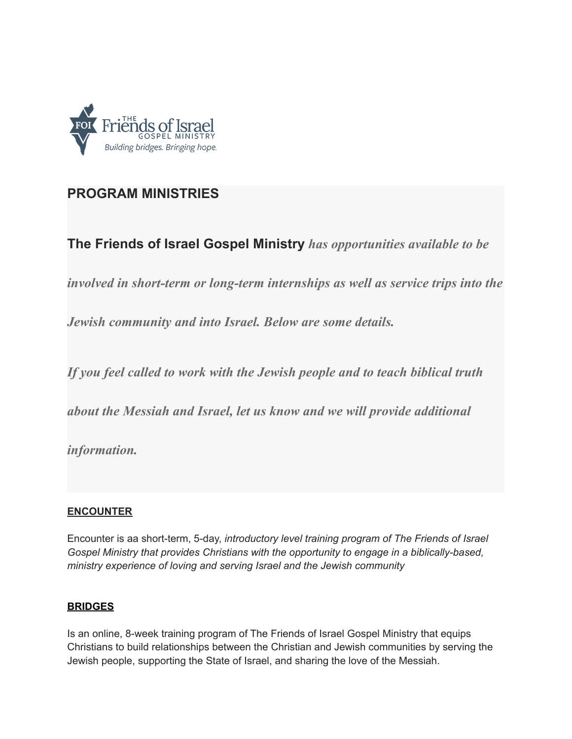# PROGRAM MINISTRIES

**The Friends of Israel Gospel Ministry** ***has opportunities available to be involved in short-term or long-term internships as well as service trips into the Jewish community and into Israel. Below are some details.***

***If you feel called to work with the Jewish people and to teach biblical truth about the Messiah and Israel, let us know and we will provide additional information.***

## ENCOUNTER

Encounter is aa short-term, 5-day, *introductory level training program of The Friends of Israel Gospel Ministry that provides Christians with the opportunity to engage in a biblically-based, ministry experience of loving and serving Israel and the Jewish community*

## BRIDGES

Is an online, 8-week training program of The Friends of Israel Gospel Ministry that equips Christians to build relationships between the Christian and Jewish communities by serving the Jewish people, supporting the State of Israel, and sharing the love of the Messiah.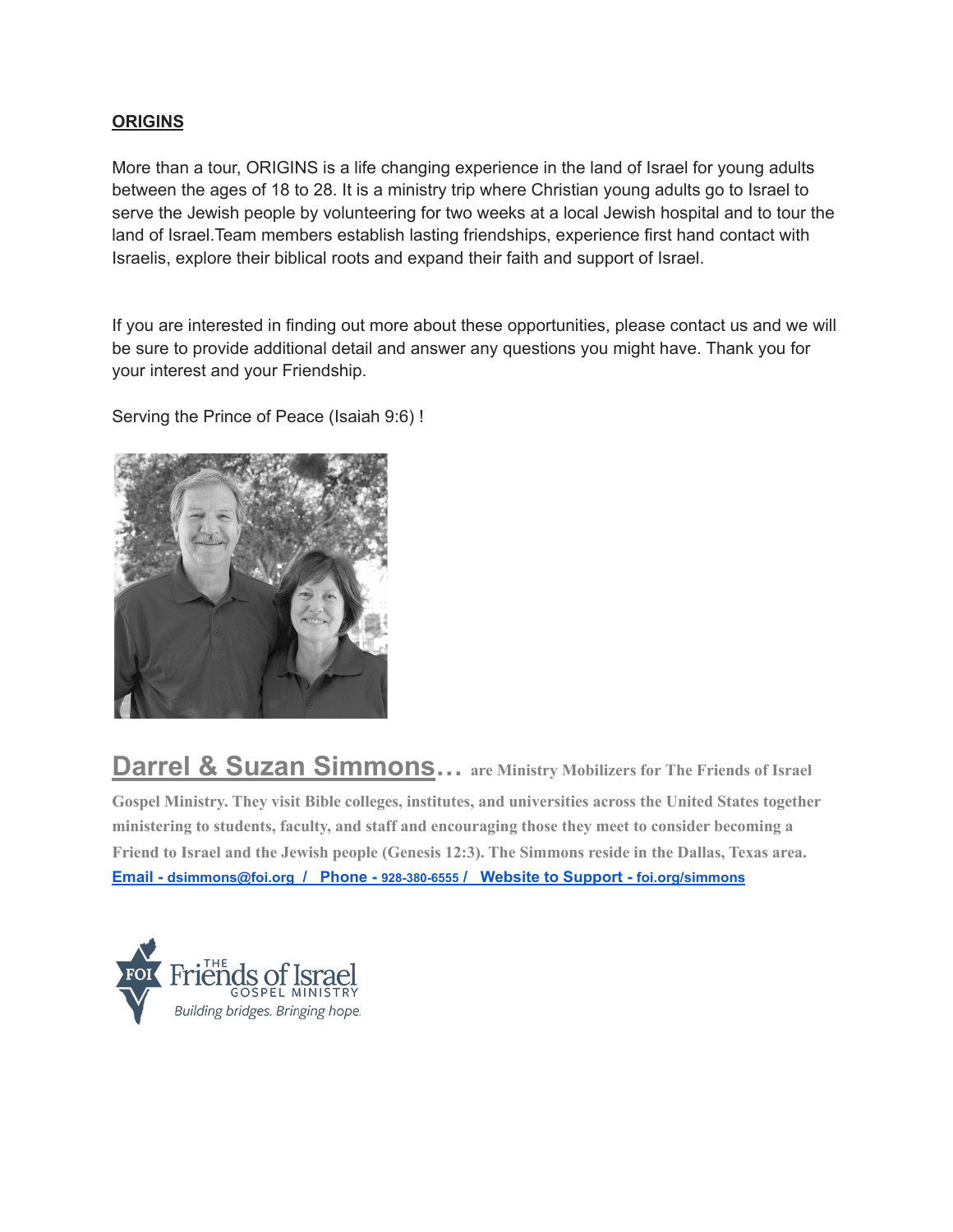## ORIGINS

More than a tour, ORIGINS is a life changing experience in the land of Israel for young adults between the ages of 18 to 28. It is a ministry trip where Christian young adults go to Israel to serve the Jewish people by volunteering for two weeks at a local Jewish hospital and to tour the land of Israel.Team members establish lasting friendships, experience first hand contact with Israelis, explore their biblical roots and expand their faith and support of Israel.

If you are interested in finding out more about these opportunities, please contact us and we will be sure to provide additional detail and answer any questions you might have. Thank you for your interest and your Friendship.

Serving the Prince of Peace (Isaiah 9:6) !

**Darrel & Suzan Simmons… are Ministry Mobilizers for The Friends of Israel Gospel Ministry. They visit Bible colleges, institutes, and universities across the United States together ministering to students, faculty, and staff and encouraging those they meet to consider becoming a Friend to Israel and the Jewish people (Genesis 12:3). The Simmons reside in the Dallas, Texas area.**

**Email - dsimmons@foi.org / Phone - 928-380-6555 / Website to Support - foi.org/simmons**

THE Friends of Israel GOSPEL MINISTRY
Building bridges. Bringing hope.